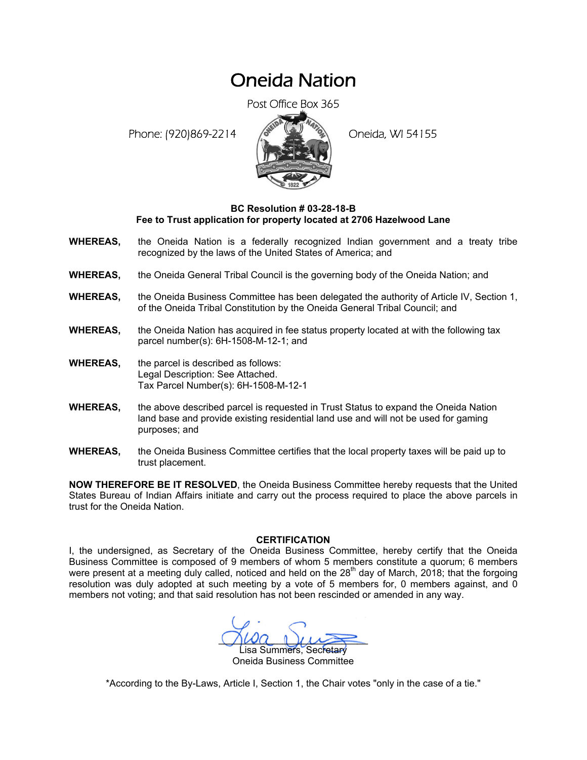# Oneida Nation

Post Office Box 365

Phone: (920)869-2214 Oneida, WI 54155

**BC Resolution # 03-28-18-B**
**Fee to Trust application for property located at 2706 Hazelwood Lane**

**WHEREAS,** the Oneida Nation is a federally recognized Indian government and a treaty tribe recognized by the laws of the United States of America; and

**WHEREAS,** the Oneida General Tribal Council is the governing body of the Oneida Nation; and

**WHEREAS,** the Oneida Business Committee has been delegated the authority of Article IV, Section 1, of the Oneida Tribal Constitution by the Oneida General Tribal Council; and

**WHEREAS,** the Oneida Nation has acquired in fee status property located at with the following tax parcel number(s): 6H-1508-M-12-1; and

**WHEREAS,** the parcel is described as follows:
Legal Description: See Attached.
Tax Parcel Number(s): 6H-1508-M-12-1

**WHEREAS,** the above described parcel is requested in Trust Status to expand the Oneida Nation land base and provide existing residential land use and will not be used for gaming purposes; and

**WHEREAS,** the Oneida Business Committee certifies that the local property taxes will be paid up to trust placement.

**NOW THEREFORE BE IT RESOLVED**, the Oneida Business Committee hereby requests that the United States Bureau of Indian Affairs initiate and carry out the process required to place the above parcels in trust for the Oneida Nation.

**CERTIFICATION**

I, the undersigned, as Secretary of the Oneida Business Committee, hereby certify that the Oneida Business Committee is composed of 9 members of whom 5 members constitute a quorum; 6 members were present at a meeting duly called, noticed and held on the 28th day of March, 2018; that the forgoing resolution was duly adopted at such meeting by a vote of 5 members for, 0 members against, and 0 members not voting; and that said resolution has not been rescinded or amended in any way.

Lisa Summers, Secretary
Oneida Business Committee

*According to the By-Laws, Article I, Section 1, the Chair votes "only in the case of a tie."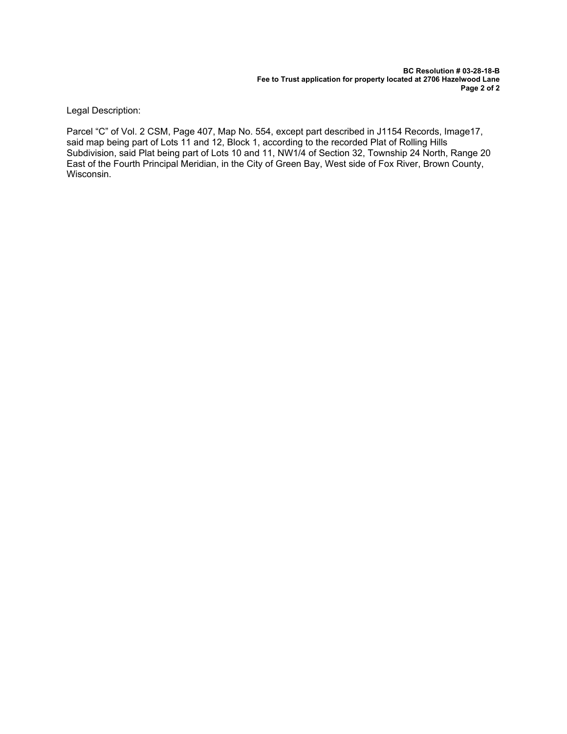Legal Description:

Parcel “C” of Vol. 2 CSM, Page 407, Map No. 554, except part described in J1154 Records, Image17, said map being part of Lots 11 and 12, Block 1, according to the recorded Plat of Rolling Hills Subdivision, said Plat being part of Lots 10 and 11, NW1/4 of Section 32, Township 24 North, Range 20 East of the Fourth Principal Meridian, in the City of Green Bay, West side of Fox River, Brown County, Wisconsin.